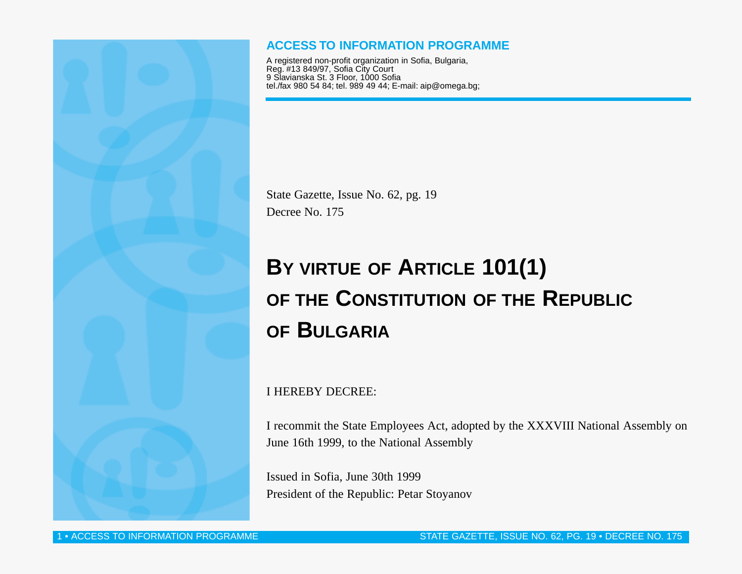## ACCESS TO INFORMATION PROGRAMME

A registered non-profit organization in Sofia, Bulgaria,
Reg. #13 849/97, Sofia City Court
9 Slavianska St. 3 Floor, 1000 Sofia
tel./fax 980 54 84; tel. 989 49 44; E-mail: aip@omega.bg;

State Gazette, Issue No. 62, pg. 19
Decree No. 175

# BY VIRTUE OF ARTICLE 101(1) OF THE CONSTITUTION OF THE REPUBLIC OF BULGARIA

I HEREBY DECREE:

I recommit the State Employees Act, adopted by the XXXVIII National Assembly on June 16th 1999, to the National Assembly

Issued in Sofia, June 30th 1999
President of the Republic: Petar Stoyanov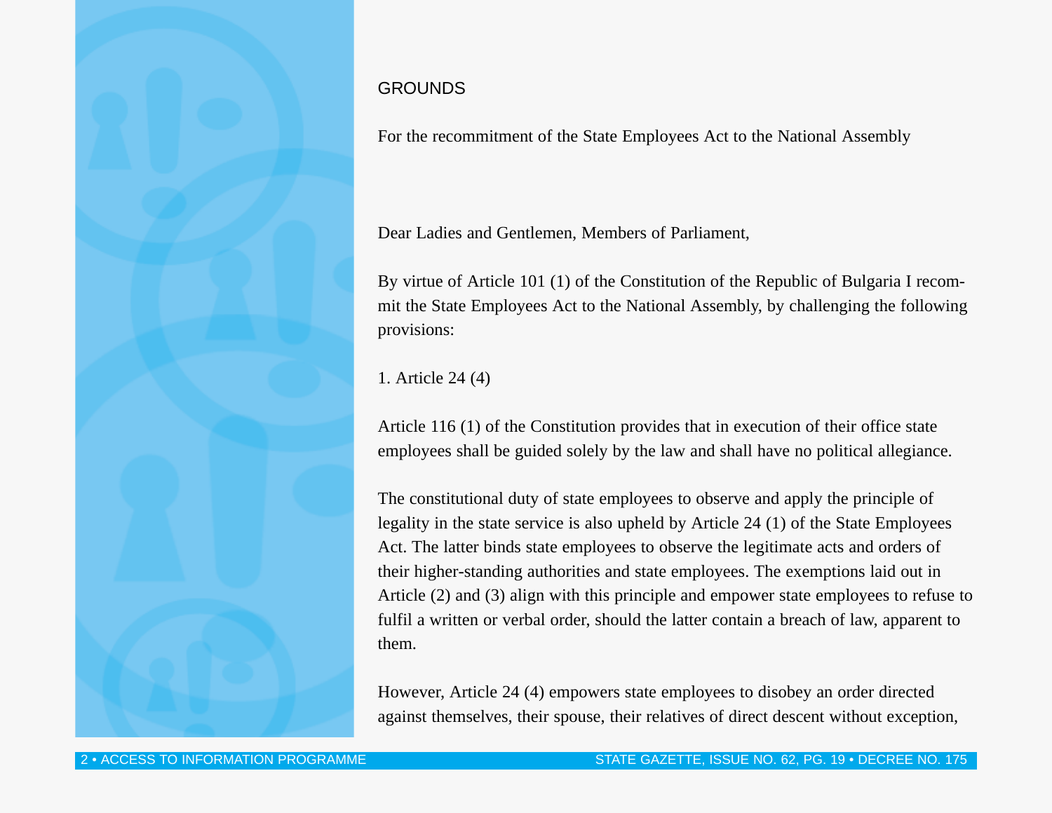## GROUNDS

For the recommitment of the State Employees Act to the National Assembly

Dear Ladies and Gentlemen, Members of Parliament,

By virtue of Article 101 (1) of the Constitution of the Republic of Bulgaria I recommit the State Employees Act to the National Assembly, by challenging the following provisions:

1. Article 24 (4)

Article 116 (1) of the Constitution provides that in execution of their office state employees shall be guided solely by the law and shall have no political allegiance.

The constitutional duty of state employees to observe and apply the principle of legality in the state service is also upheld by Article 24 (1) of the State Employees Act. The latter binds state employees to observe the legitimate acts and orders of their higher-standing authorities and state employees. The exemptions laid out in Article (2) and (3) align with this principle and empower state employees to refuse to fulfil a written or verbal order, should the latter contain a breach of law, apparent to them.

However, Article 24 (4) empowers state employees to disobey an order directed against themselves, their spouse, their relatives of direct descent without exception,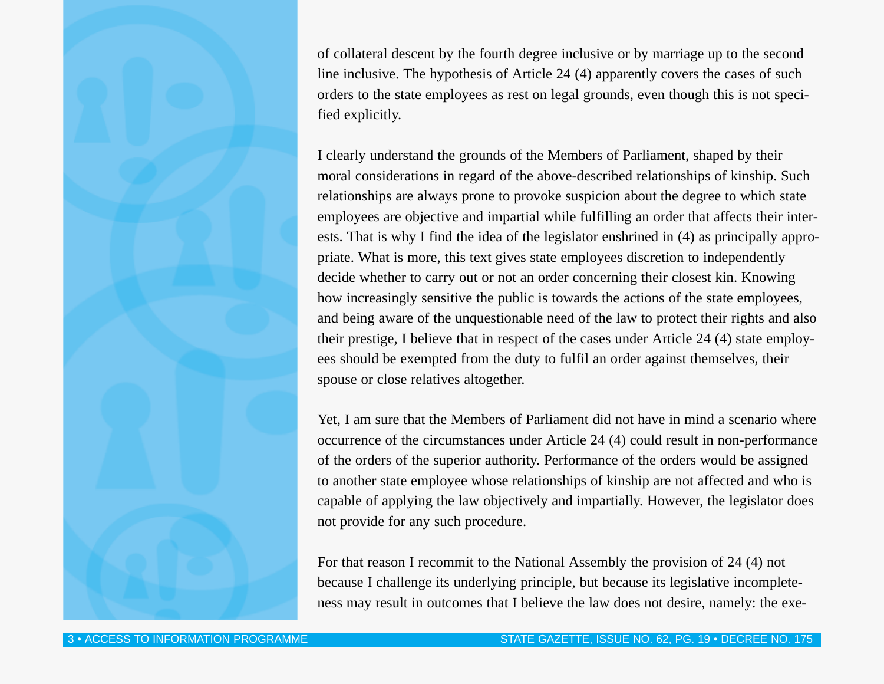of collateral descent by the fourth degree inclusive or by marriage up to the second line inclusive. The hypothesis of Article 24 (4) apparently covers the cases of such orders to the state employees as rest on legal grounds, even though this is not specified explicitly.

I clearly understand the grounds of the Members of Parliament, shaped by their moral considerations in regard of the above-described relationships of kinship. Such relationships are always prone to provoke suspicion about the degree to which state employees are objective and impartial while fulfilling an order that affects their interests. That is why I find the idea of the legislator enshrined in (4) as principally appropriate. What is more, this text gives state employees discretion to independently decide whether to carry out or not an order concerning their closest kin. Knowing how increasingly sensitive the public is towards the actions of the state employees, and being aware of the unquestionable need of the law to protect their rights and also their prestige, I believe that in respect of the cases under Article 24 (4) state employees should be exempted from the duty to fulfil an order against themselves, their spouse or close relatives altogether.

Yet, I am sure that the Members of Parliament did not have in mind a scenario where occurrence of the circumstances under Article 24 (4) could result in non-performance of the orders of the superior authority. Performance of the orders would be assigned to another state employee whose relationships of kinship are not affected and who is capable of applying the law objectively and impartially. However, the legislator does not provide for any such procedure.

For that reason I recommit to the National Assembly the provision of 24 (4) not because I challenge its underlying principle, but because its legislative incompleteness may result in outcomes that I believe the law does not desire, namely: the exe-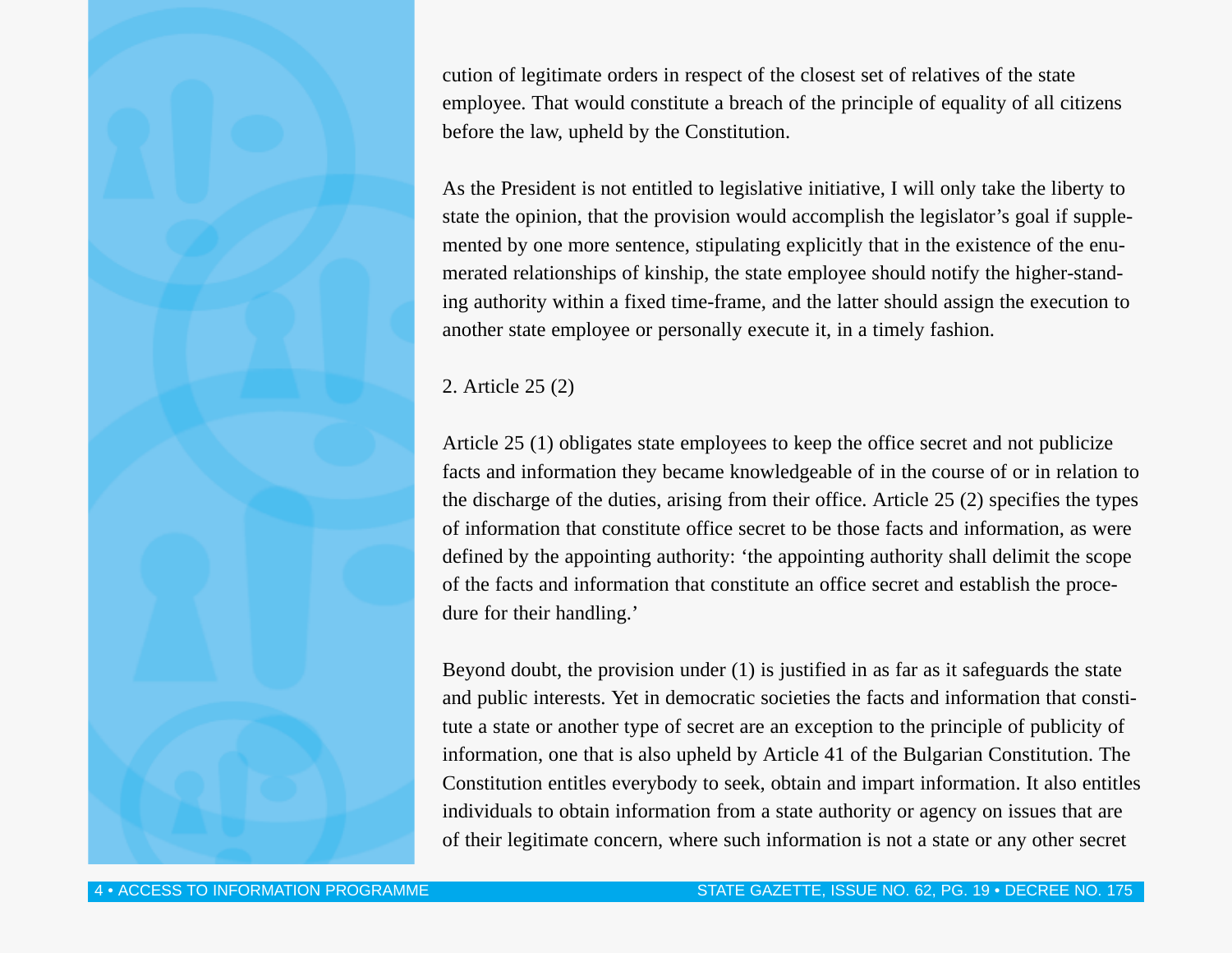cution of legitimate orders in respect of the closest set of relatives of the state employee. That would constitute a breach of the principle of equality of all citizens before the law, upheld by the Constitution.

As the President is not entitled to legislative initiative, I will only take the liberty to state the opinion, that the provision would accomplish the legislator's goal if supplemented by one more sentence, stipulating explicitly that in the existence of the enumerated relationships of kinship, the state employee should notify the higher-standing authority within a fixed time-frame, and the latter should assign the execution to another state employee or personally execute it, in a timely fashion.

2. Article 25 (2)

Article 25 (1) obligates state employees to keep the office secret and not publicize facts and information they became knowledgeable of in the course of or in relation to the discharge of the duties, arising from their office. Article 25 (2) specifies the types of information that constitute office secret to be those facts and information, as were defined by the appointing authority: 'the appointing authority shall delimit the scope of the facts and information that constitute an office secret and establish the procedure for their handling.'

Beyond doubt, the provision under (1) is justified in as far as it safeguards the state and public interests. Yet in democratic societies the facts and information that constitute a state or another type of secret are an exception to the principle of publicity of information, one that is also upheld by Article 41 of the Bulgarian Constitution. The Constitution entitles everybody to seek, obtain and impart information. It also entitles individuals to obtain information from a state authority or agency on issues that are of their legitimate concern, where such information is not a state or any other secret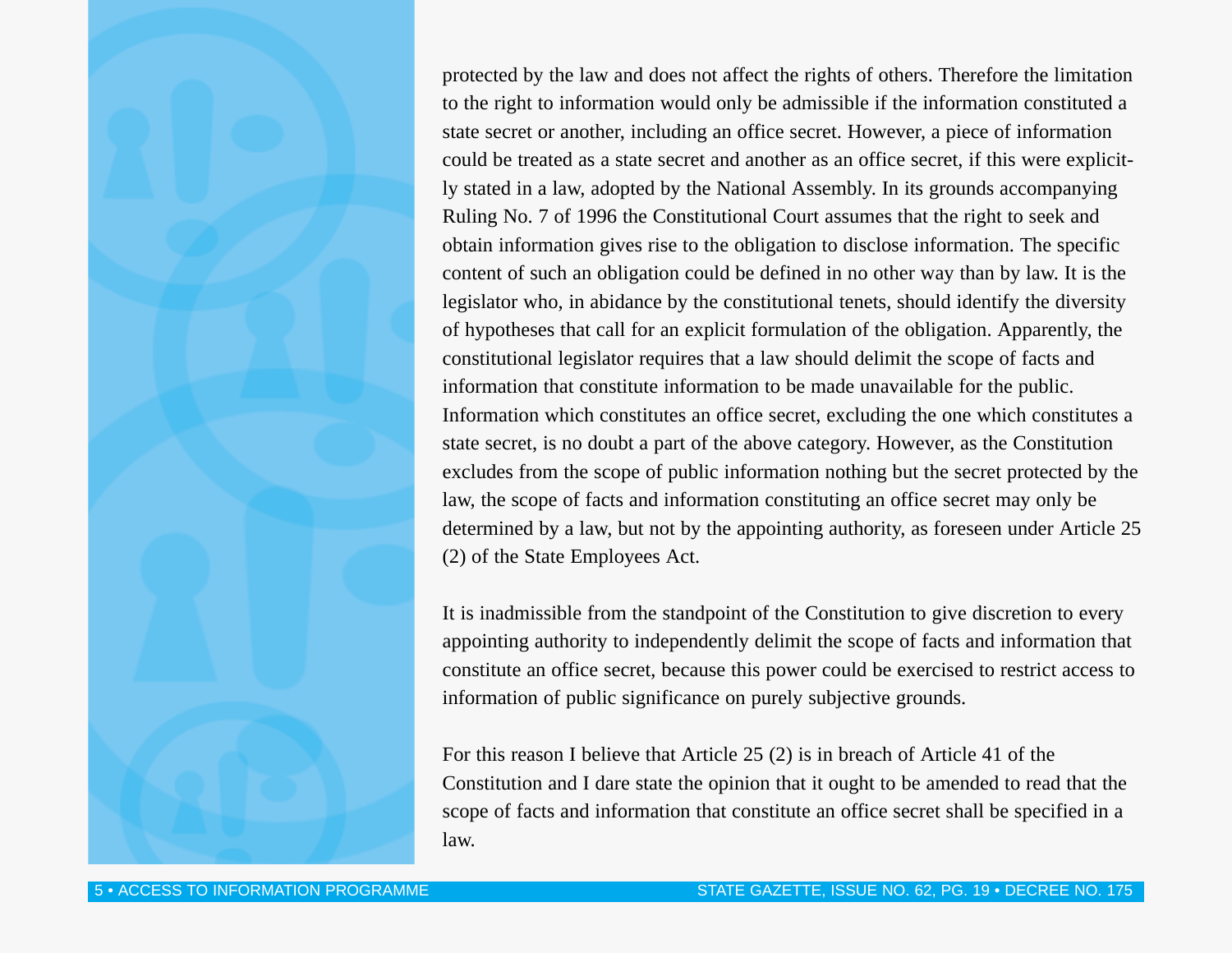protected by the law and does not affect the rights of others. Therefore the limitation to the right to information would only be admissible if the information constituted a state secret or another, including an office secret. However, a piece of information could be treated as a state secret and another as an office secret, if this were explicitly stated in a law, adopted by the National Assembly. In its grounds accompanying Ruling No. 7 of 1996 the Constitutional Court assumes that the right to seek and obtain information gives rise to the obligation to disclose information. The specific content of such an obligation could be defined in no other way than by law. It is the legislator who, in abidance by the constitutional tenets, should identify the diversity of hypotheses that call for an explicit formulation of the obligation. Apparently, the constitutional legislator requires that a law should delimit the scope of facts and information that constitute information to be made unavailable for the public. Information which constitutes an office secret, excluding the one which constitutes a state secret, is no doubt a part of the above category. However, as the Constitution excludes from the scope of public information nothing but the secret protected by the law, the scope of facts and information constituting an office secret may only be determined by a law, but not by the appointing authority, as foreseen under Article 25 (2) of the State Employees Act.

It is inadmissible from the standpoint of the Constitution to give discretion to every appointing authority to independently delimit the scope of facts and information that constitute an office secret, because this power could be exercised to restrict access to information of public significance on purely subjective grounds.

For this reason I believe that Article 25 (2) is in breach of Article 41 of the Constitution and I dare state the opinion that it ought to be amended to read that the scope of facts and information that constitute an office secret shall be specified in a law.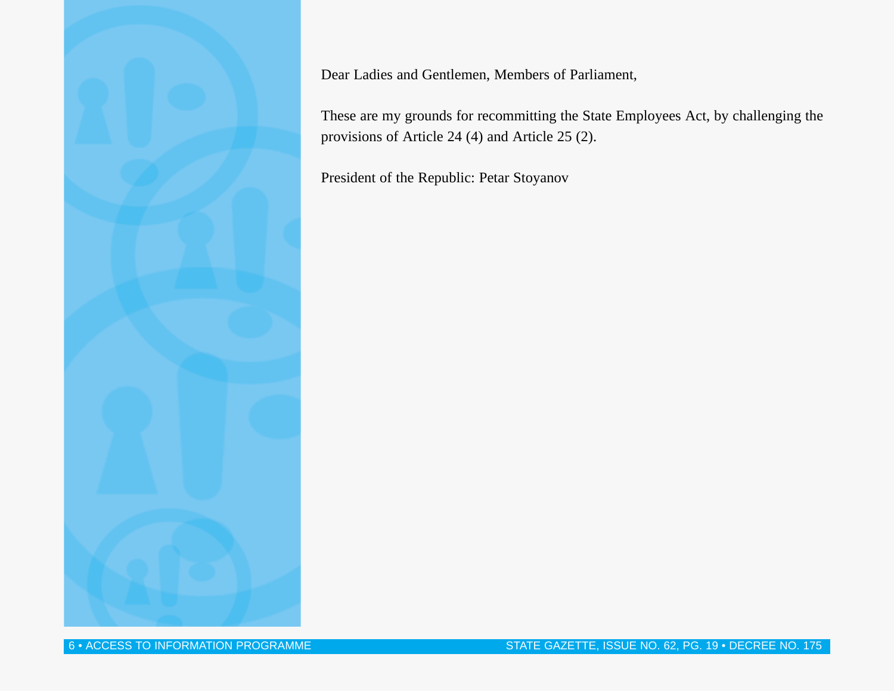Dear Ladies and Gentlemen, Members of Parliament,

These are my grounds for recommitting the State Employees Act, by challenging the provisions of Article 24 (4) and Article 25 (2).

President of the Republic: Petar Stoyanov